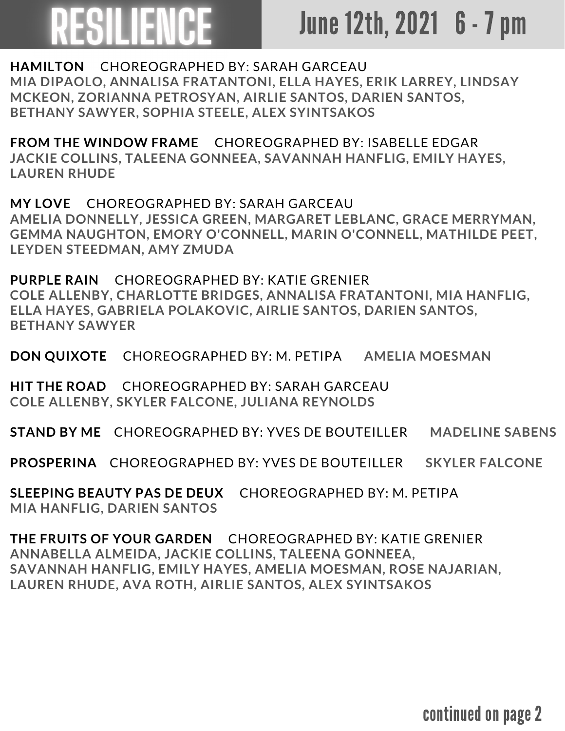# RESILIENCE

## June 12th, 2021 6 - 7 pm

**HAMILTON** CHOREOGRAPHED BY: SARAH GARCEAU
MIA DIPAOLO, ANNALISA FRATANTONI, ELLA HAYES, ERIK LARREY, LINDSAY MCKEON, ZORIANNA PETROSYAN, AIRLIE SANTOS, DARIEN SANTOS, BETHANY SAWYER, SOPHIA STEELE, ALEX SYINTSAKOS

**FROM THE WINDOW FRAME** CHOREOGRAPHED BY: ISABELLE EDGAR
JACKIE COLLINS, TALEENA GONNEEA, SAVANNAH HANFLIG, EMILY HAYES, LAUREN RHUDE

**MY LOVE** CHOREOGRAPHED BY: SARAH GARCEAU
AMELIA DONNELLY, JESSICA GREEN, MARGARET LEBLANC, GRACE MERRYMAN, GEMMA NAUGHTON, EMORY O'CONNELL, MARIN O'CONNELL, MATHILDE PEET, LEYDEN STEEDMAN, AMY ZMUDA

**PURPLE RAIN** CHOREOGRAPHED BY: KATIE GRENIER
COLE ALLENBY, CHARLOTTE BRIDGES, ANNALISA FRATANTONI, MIA HANFLIG, ELLA HAYES, GABRIELA POLAKOVIC, AIRLIE SANTOS, DARIEN SANTOS, BETHANY SAWYER

**DON QUIXOTE** CHOREOGRAPHED BY: M. PETIPA AMELIA MOESMAN

**HIT THE ROAD** CHOREOGRAPHED BY: SARAH GARCEAU
COLE ALLENBY, SKYLER FALCONE, JULIANA REYNOLDS

**STAND BY ME** CHOREOGRAPHED BY: YVES DE BOUTEILLER MADELINE SABENS

**PROSPERINA** CHOREOGRAPHED BY: YVES DE BOUTEILLER SKYLER FALCONE

**SLEEPING BEAUTY PAS DE DEUX** CHOREOGRAPHED BY: M. PETIPA
MIA HANFLIG, DARIEN SANTOS

**THE FRUITS OF YOUR GARDEN** CHOREOGRAPHED BY: KATIE GRENIER
ANNABELLA ALMEIDA, JACKIE COLLINS, TALEENA GONNEEA, SAVANNAH HANFLIG, EMILY HAYES, AMELIA MOESMAN, ROSE NAJARIAN, LAUREN RHUDE, AVA ROTH, AIRLIE SANTOS, ALEX SYINTSAKOS

continued on page 2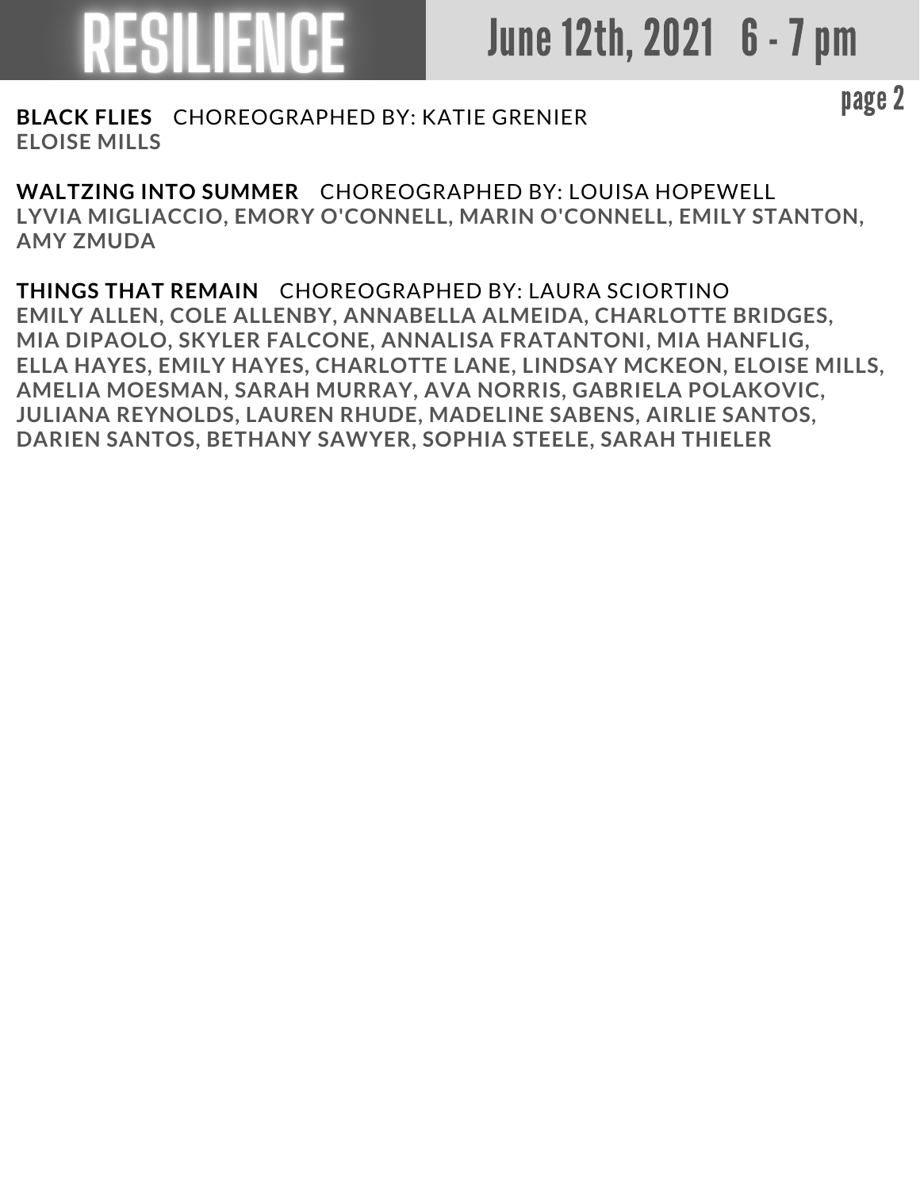**BLACK FLIES** CHOREOGRAPHED BY: KATIE GRENIER
**ELOISE MILLS**

**WALTZING INTO SUMMER** CHOREOGRAPHED BY: LOUISA HOPEWELL
**LYVIA MIGLIACCIO, EMORY O'CONNELL, MARIN O'CONNELL, EMILY STANTON, AMY ZMUDA**

**THINGS THAT REMAIN** CHOREOGRAPHED BY: LAURA SCIORTINO
**EMILY ALLEN, COLE ALLENBY, ANNABELLA ALMEIDA, CHARLOTTE BRIDGES, MIA DIPAOLO, SKYLER FALCONE, ANNALISA FRATANTONI, MIA HANFLIG, ELLA HAYES, EMILY HAYES, CHARLOTTE LANE, LINDSAY MCKEON, ELOISE MILLS, AMELIA MOESMAN, SARAH MURRAY, AVA NORRIS, GABRIELA POLAKOVIC, JULIANA REYNOLDS, LAUREN RHUDE, MADELINE SABENS, AIRLIE SANTOS, DARIEN SANTOS, BETHANY SAWYER, SOPHIA STEELE, SARAH THIELER**